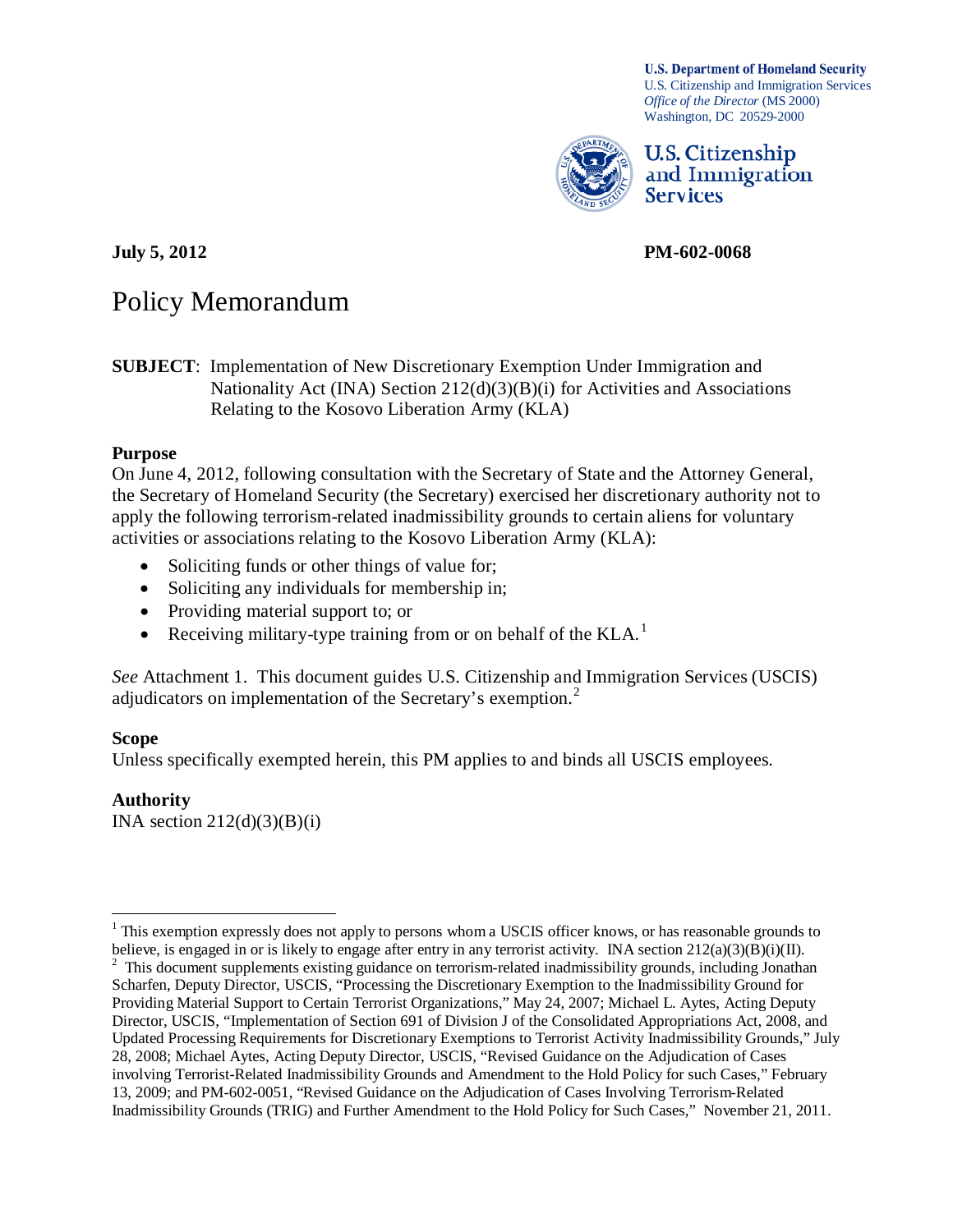**U.S. Department of Homeland Security**
U.S. Citizenship and Immigration Services
*Office of the Director* (MS 2000)
Washington, DC 20529-2000

**U.S. Citizenship and Immigration Services**

**July 5, 2012** **PM-602-0068**

# Policy Memorandum

**SUBJECT**: Implementation of New Discretionary Exemption Under Immigration and Nationality Act (INA) Section 212(d)(3)(B)(i) for Activities and Associations Relating to the Kosovo Liberation Army (KLA)

### Purpose

On June 4, 2012, following consultation with the Secretary of State and the Attorney General, the Secretary of Homeland Security (the Secretary) exercised her discretionary authority not to apply the following terrorism-related inadmissibility grounds to certain aliens for voluntary activities or associations relating to the Kosovo Liberation Army (KLA):

- Soliciting funds or other things of value for;
- Soliciting any individuals for membership in;
- Providing material support to; or
- Receiving military-type training from or on behalf of the KLA.[1]

*See* Attachment 1. This document guides U.S. Citizenship and Immigration Services (USCIS) adjudicators on implementation of the Secretary's exemption.[2]

### Scope

Unless specifically exempted herein, this PM applies to and binds all USCIS employees.

### Authority

INA section 212(d)(3)(B)(i)

---

[1] This exemption expressly does not apply to persons whom a USCIS officer knows, or has reasonable grounds to believe, is engaged in or is likely to engage after entry in any terrorist activity. INA section 212(a)(3)(B)(i)(II).

[2] This document supplements existing guidance on terrorism-related inadmissibility grounds, including Jonathan Scharfen, Deputy Director, USCIS, "Processing the Discretionary Exemption to the Inadmissibility Ground for Providing Material Support to Certain Terrorist Organizations," May 24, 2007; Michael L. Aytes, Acting Deputy Director, USCIS, "Implementation of Section 691 of Division J of the Consolidated Appropriations Act, 2008, and Updated Processing Requirements for Discretionary Exemptions to Terrorist Activity Inadmissibility Grounds," July 28, 2008; Michael Aytes, Acting Deputy Director, USCIS, "Revised Guidance on the Adjudication of Cases involving Terrorist-Related Inadmissibility Grounds and Amendment to the Hold Policy for such Cases," February 13, 2009; and PM-602-0051, "Revised Guidance on the Adjudication of Cases Involving Terrorism-Related Inadmissibility Grounds (TRIG) and Further Amendment to the Hold Policy for Such Cases," November 21, 2011.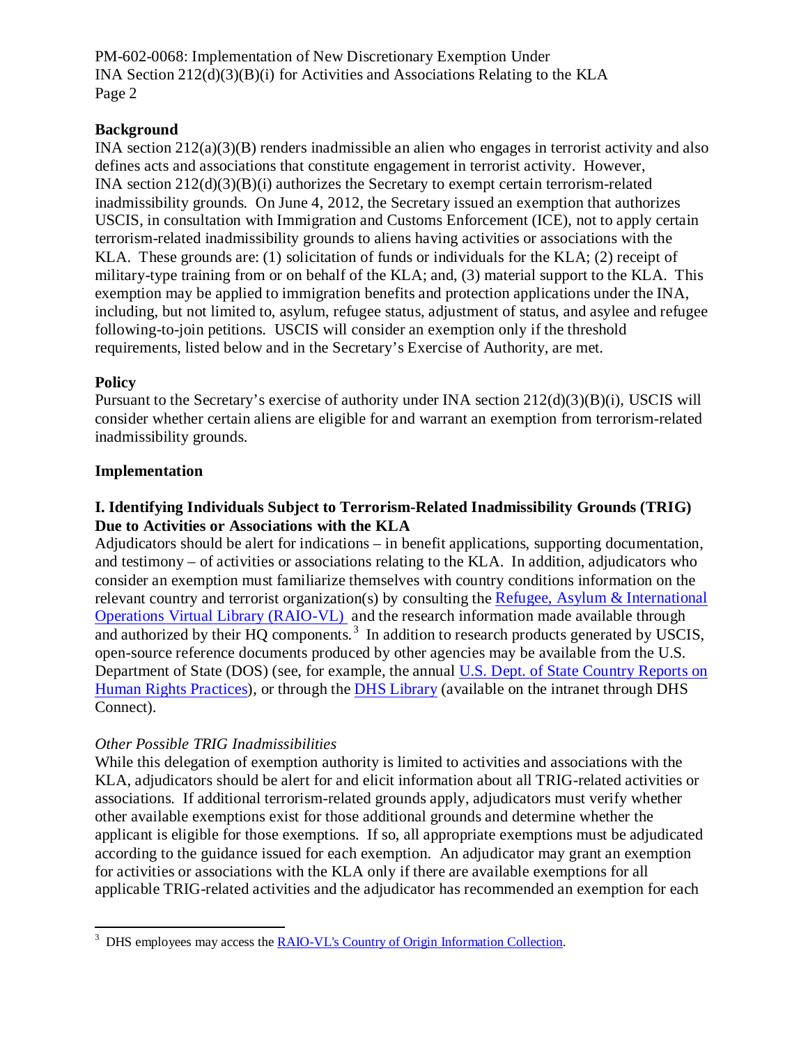**Background**

INA section 212(a)(3)(B) renders inadmissible an alien who engages in terrorist activity and also defines acts and associations that constitute engagement in terrorist activity. However, INA section 212(d)(3)(B)(i) authorizes the Secretary to exempt certain terrorism-related inadmissibility grounds. On June 4, 2012, the Secretary issued an exemption that authorizes USCIS, in consultation with Immigration and Customs Enforcement (ICE), not to apply certain terrorism-related inadmissibility grounds to aliens having activities or associations with the KLA. These grounds are: (1) solicitation of funds or individuals for the KLA; (2) receipt of military-type training from or on behalf of the KLA; and, (3) material support to the KLA. This exemption may be applied to immigration benefits and protection applications under the INA, including, but not limited to, asylum, refugee status, adjustment of status, and asylee and refugee following-to-join petitions. USCIS will consider an exemption only if the threshold requirements, listed below and in the Secretary's Exercise of Authority, are met.

**Policy**

Pursuant to the Secretary's exercise of authority under INA section 212(d)(3)(B)(i), USCIS will consider whether certain aliens are eligible for and warrant an exemption from terrorism-related inadmissibility grounds.

**Implementation**

**I. Identifying Individuals Subject to Terrorism-Related Inadmissibility Grounds (TRIG) Due to Activities or Associations with the KLA**

Adjudicators should be alert for indications – in benefit applications, supporting documentation, and testimony – of activities or associations relating to the KLA. In addition, adjudicators who consider an exemption must familiarize themselves with country conditions information on the relevant country and terrorist organization(s) by consulting the Refugee, Asylum & International Operations Virtual Library (RAIO-VL) and the research information made available through and authorized by their HQ components.[3] In addition to research products generated by USCIS, open-source reference documents produced by other agencies may be available from the U.S. Department of State (DOS) (see, for example, the annual U.S. Dept. of State Country Reports on Human Rights Practices), or through the DHS Library (available on the intranet through DHS Connect).

*Other Possible TRIG Inadmissibilities*

While this delegation of exemption authority is limited to activities and associations with the KLA, adjudicators should be alert for and elicit information about all TRIG-related activities or associations. If additional terrorism-related grounds apply, adjudicators must verify whether other available exemptions exist for those additional grounds and determine whether the applicant is eligible for those exemptions. If so, all appropriate exemptions must be adjudicated according to the guidance issued for each exemption. An adjudicator may grant an exemption for activities or associations with the KLA only if there are available exemptions for all applicable TRIG-related activities and the adjudicator has recommended an exemption for each

[3] DHS employees may access the RAIO-VL's Country of Origin Information Collection.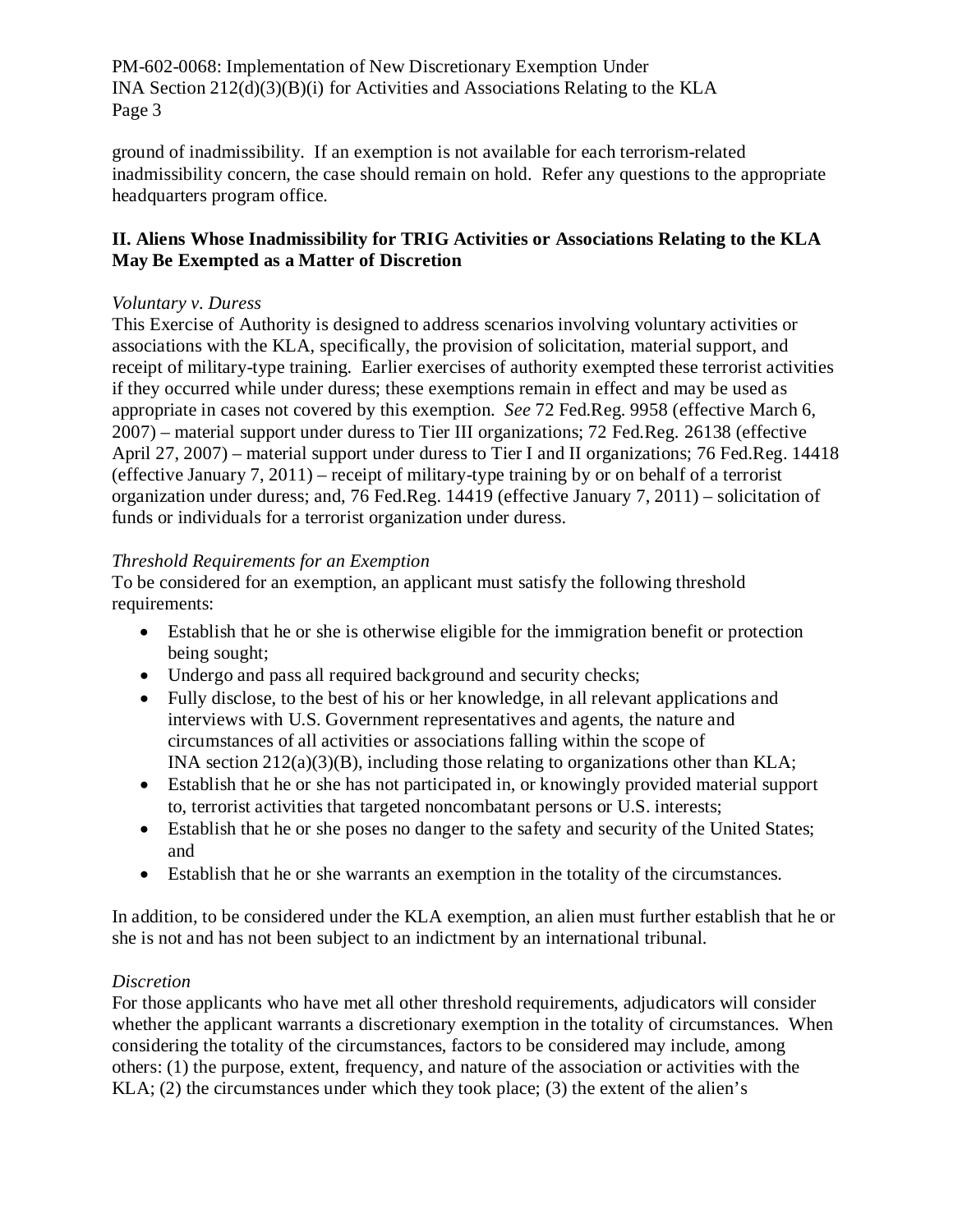ground of inadmissibility. If an exemption is not available for each terrorism-related inadmissibility concern, the case should remain on hold. Refer any questions to the appropriate headquarters program office.

## II. Aliens Whose Inadmissibility for TRIG Activities or Associations Relating to the KLA May Be Exempted as a Matter of Discretion

*Voluntary v. Duress*

This Exercise of Authority is designed to address scenarios involving voluntary activities or associations with the KLA, specifically, the provision of solicitation, material support, and receipt of military-type training. Earlier exercises of authority exempted these terrorist activities if they occurred while under duress; these exemptions remain in effect and may be used as appropriate in cases not covered by this exemption. *See* 72 Fed.Reg. 9958 (effective March 6, 2007) – material support under duress to Tier III organizations; 72 Fed.Reg. 26138 (effective April 27, 2007) – material support under duress to Tier I and II organizations; 76 Fed.Reg. 14418 (effective January 7, 2011) – receipt of military-type training by or on behalf of a terrorist organization under duress; and, 76 Fed.Reg. 14419 (effective January 7, 2011) – solicitation of funds or individuals for a terrorist organization under duress.

*Threshold Requirements for an Exemption*

To be considered for an exemption, an applicant must satisfy the following threshold requirements:

- Establish that he or she is otherwise eligible for the immigration benefit or protection being sought;
- Undergo and pass all required background and security checks;
- Fully disclose, to the best of his or her knowledge, in all relevant applications and interviews with U.S. Government representatives and agents, the nature and circumstances of all activities or associations falling within the scope of INA section 212(a)(3)(B), including those relating to organizations other than KLA;
- Establish that he or she has not participated in, or knowingly provided material support to, terrorist activities that targeted noncombatant persons or U.S. interests;
- Establish that he or she poses no danger to the safety and security of the United States; and
- Establish that he or she warrants an exemption in the totality of the circumstances.

In addition, to be considered under the KLA exemption, an alien must further establish that he or she is not and has not been subject to an indictment by an international tribunal.

*Discretion*

For those applicants who have met all other threshold requirements, adjudicators will consider whether the applicant warrants a discretionary exemption in the totality of circumstances. When considering the totality of the circumstances, factors to be considered may include, among others: (1) the purpose, extent, frequency, and nature of the association or activities with the KLA; (2) the circumstances under which they took place; (3) the extent of the alien's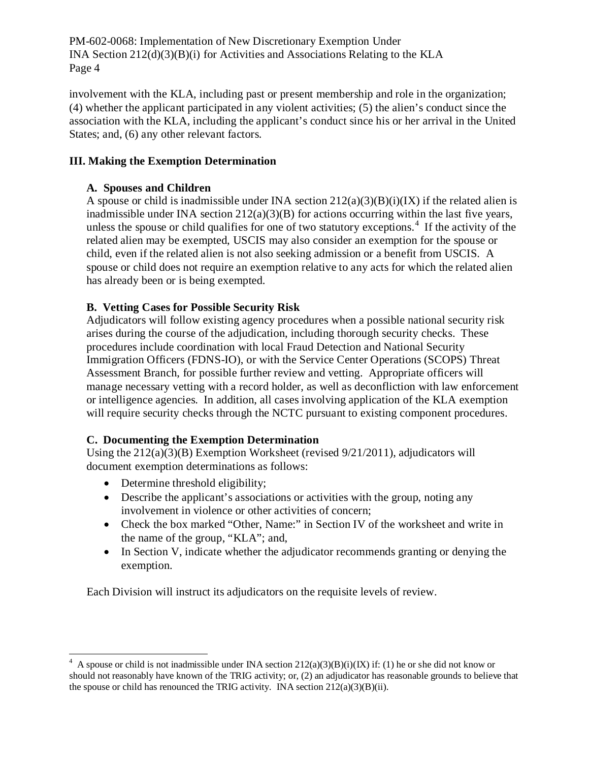involvement with the KLA, including past or present membership and role in the organization; (4) whether the applicant participated in any violent activities; (5) the alien's conduct since the association with the KLA, including the applicant's conduct since his or her arrival in the United States; and, (6) any other relevant factors.

## III. Making the Exemption Determination

### A. Spouses and Children

A spouse or child is inadmissible under INA section 212(a)(3)(B)(i)(IX) if the related alien is inadmissible under INA section 212(a)(3)(B) for actions occurring within the last five years, unless the spouse or child qualifies for one of two statutory exceptions.[4] If the activity of the related alien may be exempted, USCIS may also consider an exemption for the spouse or child, even if the related alien is not also seeking admission or a benefit from USCIS. A spouse or child does not require an exemption relative to any acts for which the related alien has already been or is being exempted.

### B. Vetting Cases for Possible Security Risk

Adjudicators will follow existing agency procedures when a possible national security risk arises during the course of the adjudication, including thorough security checks. These procedures include coordination with local Fraud Detection and National Security Immigration Officers (FDNS-IO), or with the Service Center Operations (SCOPS) Threat Assessment Branch, for possible further review and vetting. Appropriate officers will manage necessary vetting with a record holder, as well as deconfliction with law enforcement or intelligence agencies. In addition, all cases involving application of the KLA exemption will require security checks through the NCTC pursuant to existing component procedures.

### C. Documenting the Exemption Determination

Using the 212(a)(3)(B) Exemption Worksheet (revised 9/21/2011), adjudicators will document exemption determinations as follows:

- Determine threshold eligibility;
- Describe the applicant's associations or activities with the group, noting any involvement in violence or other activities of concern;
- Check the box marked "Other, Name:" in Section IV of the worksheet and write in the name of the group, "KLA"; and,
- In Section V, indicate whether the adjudicator recommends granting or denying the exemption.

Each Division will instruct its adjudicators on the requisite levels of review.

---

[4] A spouse or child is not inadmissible under INA section 212(a)(3)(B)(i)(IX) if: (1) he or she did not know or should not reasonably have known of the TRIG activity; or, (2) an adjudicator has reasonable grounds to believe that the spouse or child has renounced the TRIG activity. INA section 212(a)(3)(B)(ii).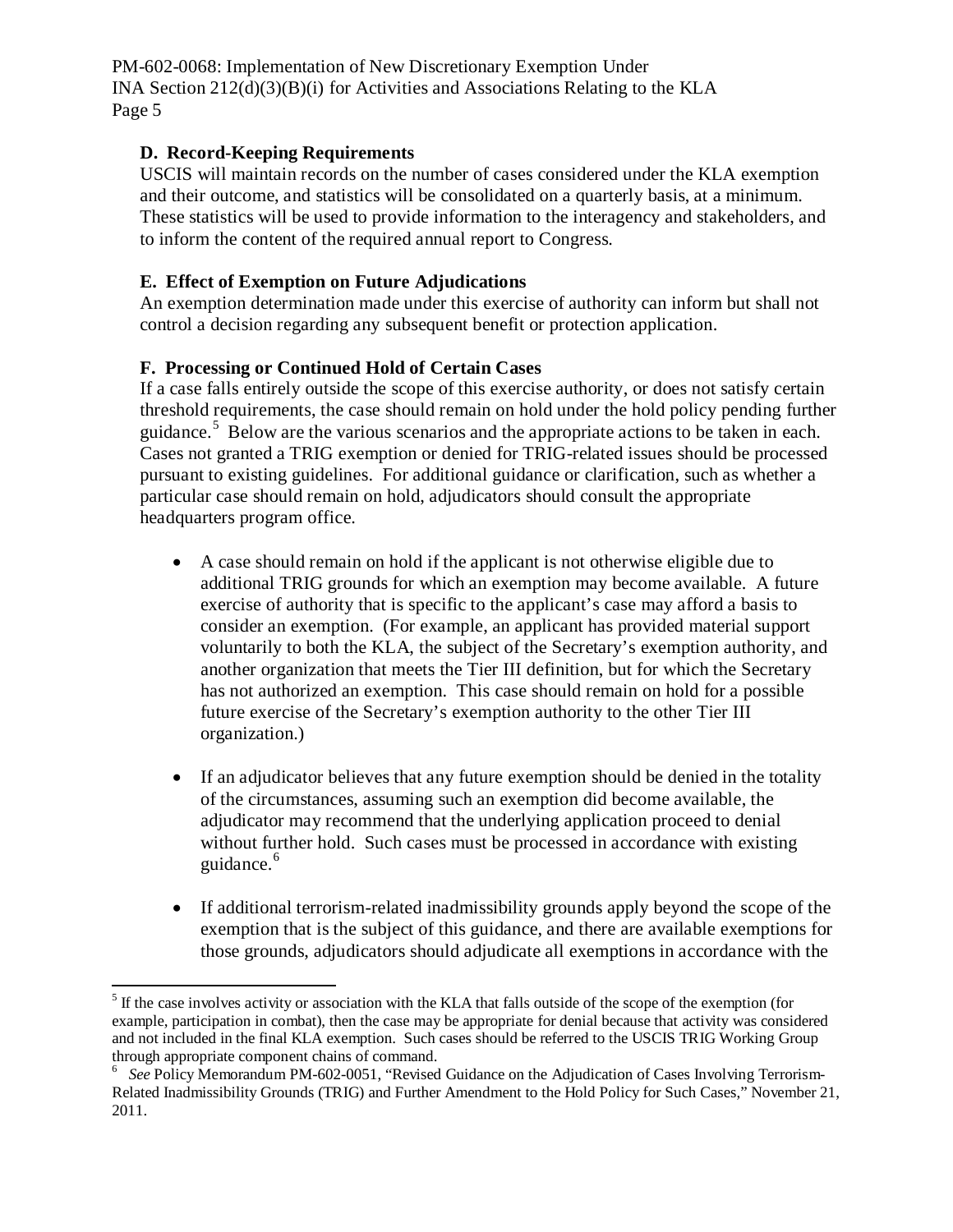### D. Record-Keeping Requirements

USCIS will maintain records on the number of cases considered under the KLA exemption and their outcome, and statistics will be consolidated on a quarterly basis, at a minimum. These statistics will be used to provide information to the interagency and stakeholders, and to inform the content of the required annual report to Congress.

### E. Effect of Exemption on Future Adjudications

An exemption determination made under this exercise of authority can inform but shall not control a decision regarding any subsequent benefit or protection application.

### F. Processing or Continued Hold of Certain Cases

If a case falls entirely outside the scope of this exercise authority, or does not satisfy certain threshold requirements, the case should remain on hold under the hold policy pending further guidance.[5] Below are the various scenarios and the appropriate actions to be taken in each. Cases not granted a TRIG exemption or denied for TRIG-related issues should be processed pursuant to existing guidelines. For additional guidance or clarification, such as whether a particular case should remain on hold, adjudicators should consult the appropriate headquarters program office.

- A case should remain on hold if the applicant is not otherwise eligible due to additional TRIG grounds for which an exemption may become available. A future exercise of authority that is specific to the applicant's case may afford a basis to consider an exemption. (For example, an applicant has provided material support voluntarily to both the KLA, the subject of the Secretary's exemption authority, and another organization that meets the Tier III definition, but for which the Secretary has not authorized an exemption. This case should remain on hold for a possible future exercise of the Secretary's exemption authority to the other Tier III organization.)

- If an adjudicator believes that any future exemption should be denied in the totality of the circumstances, assuming such an exemption did become available, the adjudicator may recommend that the underlying application proceed to denial without further hold. Such cases must be processed in accordance with existing guidance.[6]

- If additional terrorism-related inadmissibility grounds apply beyond the scope of the exemption that is the subject of this guidance, and there are available exemptions for those grounds, adjudicators should adjudicate all exemptions in accordance with the

---

[5] If the case involves activity or association with the KLA that falls outside of the scope of the exemption (for example, participation in combat), then the case may be appropriate for denial because that activity was considered and not included in the final KLA exemption. Such cases should be referred to the USCIS TRIG Working Group through appropriate component chains of command.

[6] *See* Policy Memorandum PM-602-0051, "Revised Guidance on the Adjudication of Cases Involving Terrorism-Related Inadmissibility Grounds (TRIG) and Further Amendment to the Hold Policy for Such Cases," November 21, 2011.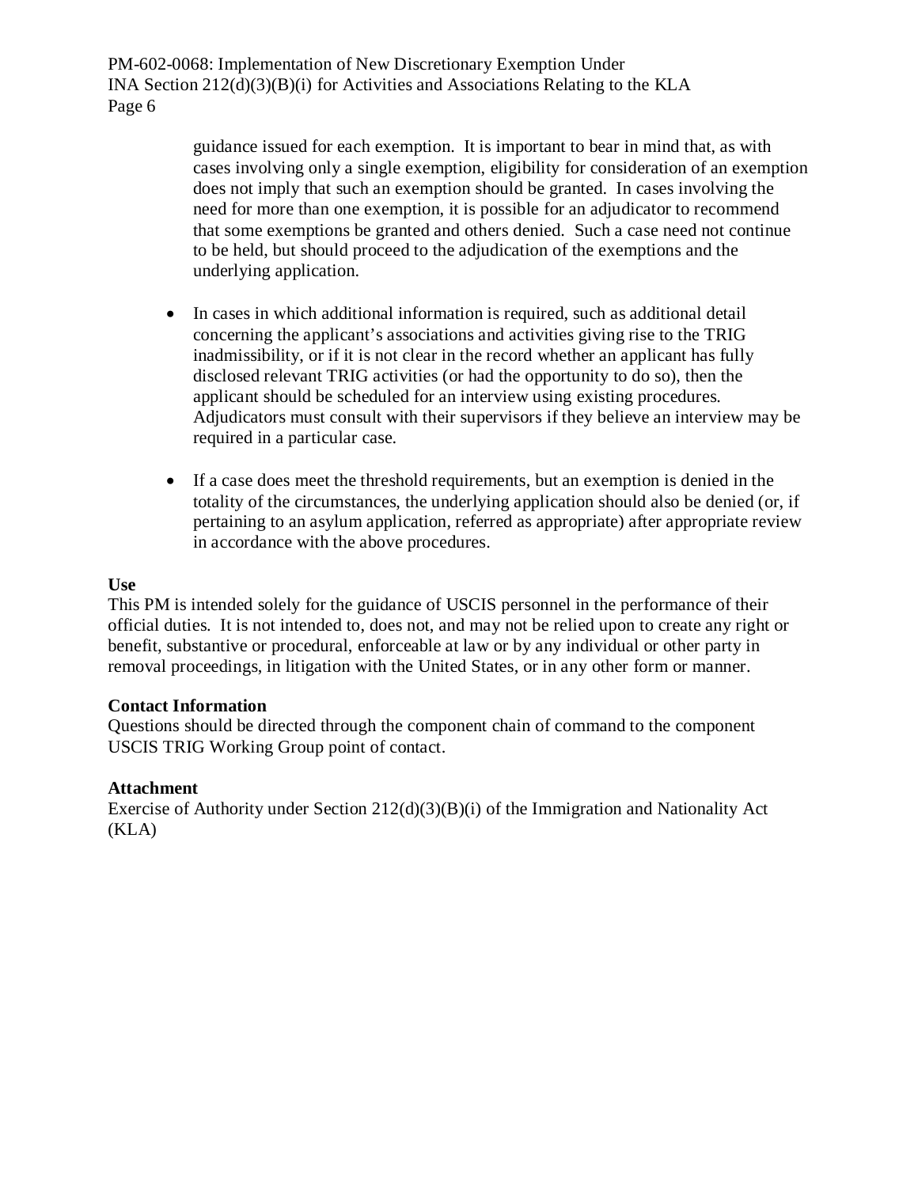guidance issued for each exemption. It is important to bear in mind that, as with cases involving only a single exemption, eligibility for consideration of an exemption does not imply that such an exemption should be granted. In cases involving the need for more than one exemption, it is possible for an adjudicator to recommend that some exemptions be granted and others denied. Such a case need not continue to be held, but should proceed to the adjudication of the exemptions and the underlying application.

- In cases in which additional information is required, such as additional detail concerning the applicant's associations and activities giving rise to the TRIG inadmissibility, or if it is not clear in the record whether an applicant has fully disclosed relevant TRIG activities (or had the opportunity to do so), then the applicant should be scheduled for an interview using existing procedures. Adjudicators must consult with their supervisors if they believe an interview may be required in a particular case.

- If a case does meet the threshold requirements, but an exemption is denied in the totality of the circumstances, the underlying application should also be denied (or, if pertaining to an asylum application, referred as appropriate) after appropriate review in accordance with the above procedures.

**Use**
This PM is intended solely for the guidance of USCIS personnel in the performance of their official duties. It is not intended to, does not, and may not be relied upon to create any right or benefit, substantive or procedural, enforceable at law or by any individual or other party in removal proceedings, in litigation with the United States, or in any other form or manner.

**Contact Information**
Questions should be directed through the component chain of command to the component USCIS TRIG Working Group point of contact.

**Attachment**
Exercise of Authority under Section 212(d)(3)(B)(i) of the Immigration and Nationality Act (KLA)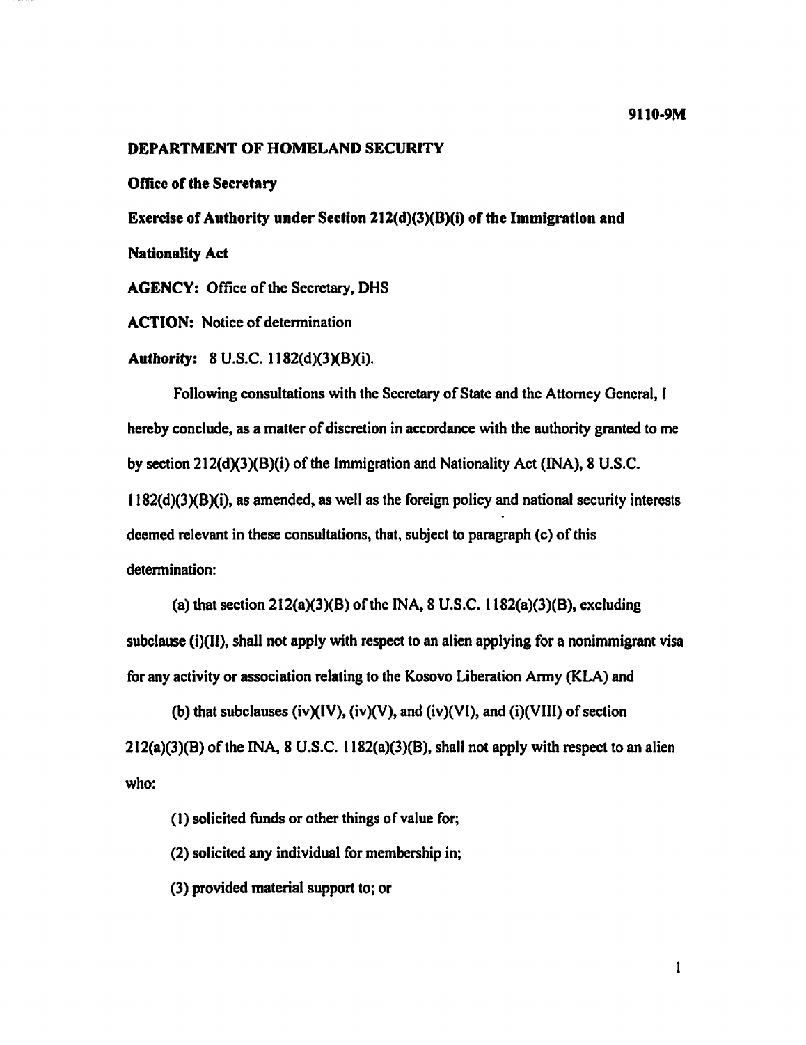9110-9M

**DEPARTMENT OF HOMELAND SECURITY**

**Office of the Secretary**

**Exercise of Authority under Section 212(d)(3)(B)(i) of the Immigration and Nationality Act**

**AGENCY:** Office of the Secretary, DHS

**ACTION:** Notice of determination

**Authority:** 8 U.S.C. 1182(d)(3)(B)(i).

Following consultations with the Secretary of State and the Attorney General, I hereby conclude, as a matter of discretion in accordance with the authority granted to me by section 212(d)(3)(B)(i) of the Immigration and Nationality Act (INA), 8 U.S.C. 1182(d)(3)(B)(i), as amended, as well as the foreign policy and national security interests deemed relevant in these consultations, that, subject to paragraph (c) of this determination:

(a) that section 212(a)(3)(B) of the INA, 8 U.S.C. 1182(a)(3)(B), excluding subclause (i)(II), shall not apply with respect to an alien applying for a nonimmigrant visa for any activity or association relating to the Kosovo Liberation Army (KLA) and

(b) that subclauses (iv)(IV), (iv)(V), and (iv)(VI), and (i)(VIII) of section 212(a)(3)(B) of the INA, 8 U.S.C. 1182(a)(3)(B), shall not apply with respect to an alien who:

(1) solicited funds or other things of value for;

(2) solicited any individual for membership in;

(3) provided material support to; or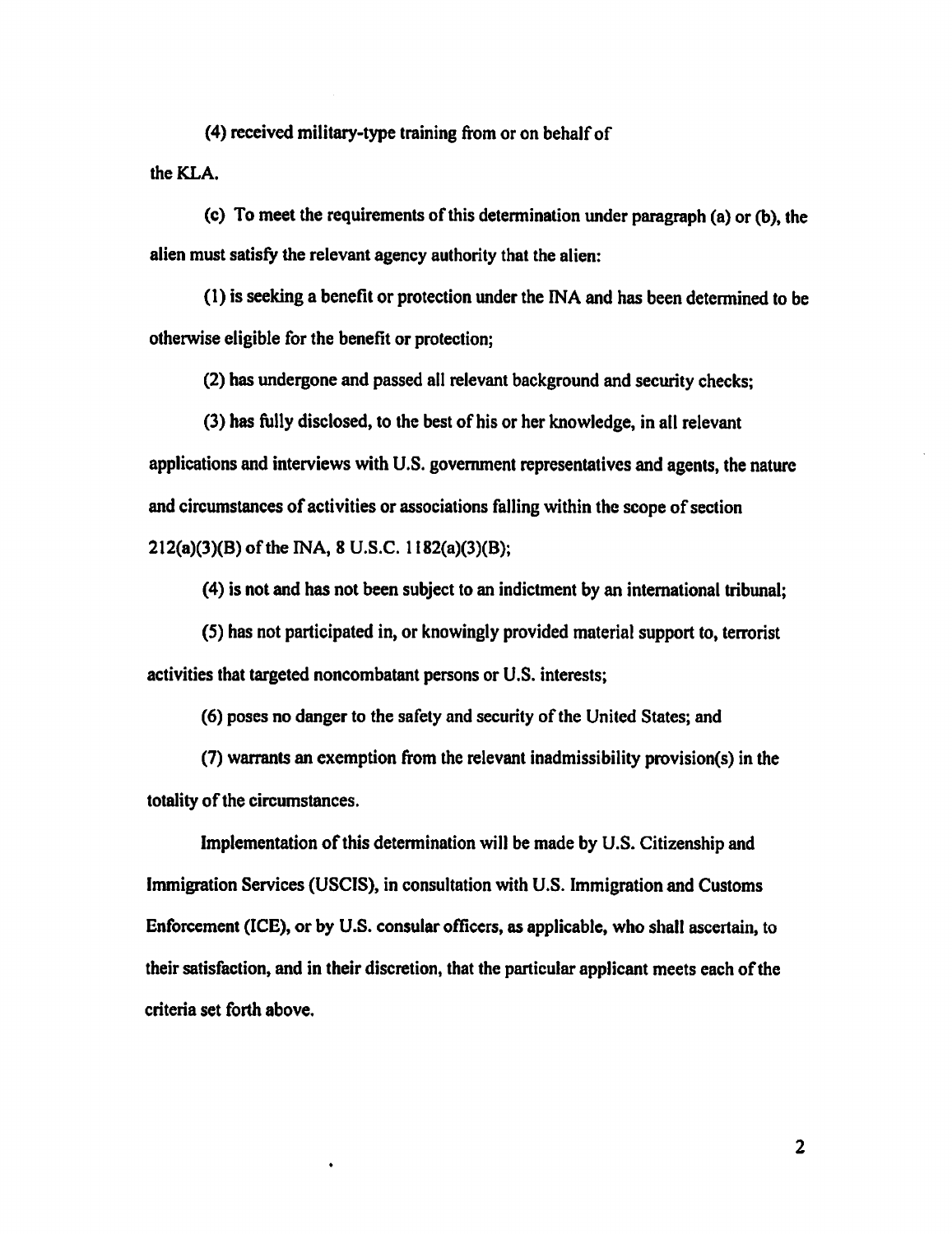(4) received military-type training from or on behalf of the KLA.

(c) To meet the requirements of this determination under paragraph (a) or (b), the alien must satisfy the relevant agency authority that the alien:

(1) is seeking a benefit or protection under the INA and has been determined to be otherwise eligible for the benefit or protection;

(2) has undergone and passed all relevant background and security checks;

(3) has fully disclosed, to the best of his or her knowledge, in all relevant applications and interviews with U.S. government representatives and agents, the nature and circumstances of activities or associations falling within the scope of section 212(a)(3)(B) of the INA, 8 U.S.C. 1182(a)(3)(B);

(4) is not and has not been subject to an indictment by an international tribunal;

(5) has not participated in, or knowingly provided material support to, terrorist activities that targeted noncombatant persons or U.S. interests;

(6) poses no danger to the safety and security of the United States; and

(7) warrants an exemption from the relevant inadmissibility provision(s) in the totality of the circumstances.

Implementation of this determination will be made by U.S. Citizenship and Immigration Services (USCIS), in consultation with U.S. Immigration and Customs Enforcement (ICE), or by U.S. consular officers, as applicable, who shall ascertain, to their satisfaction, and in their discretion, that the particular applicant meets each of the criteria set forth above.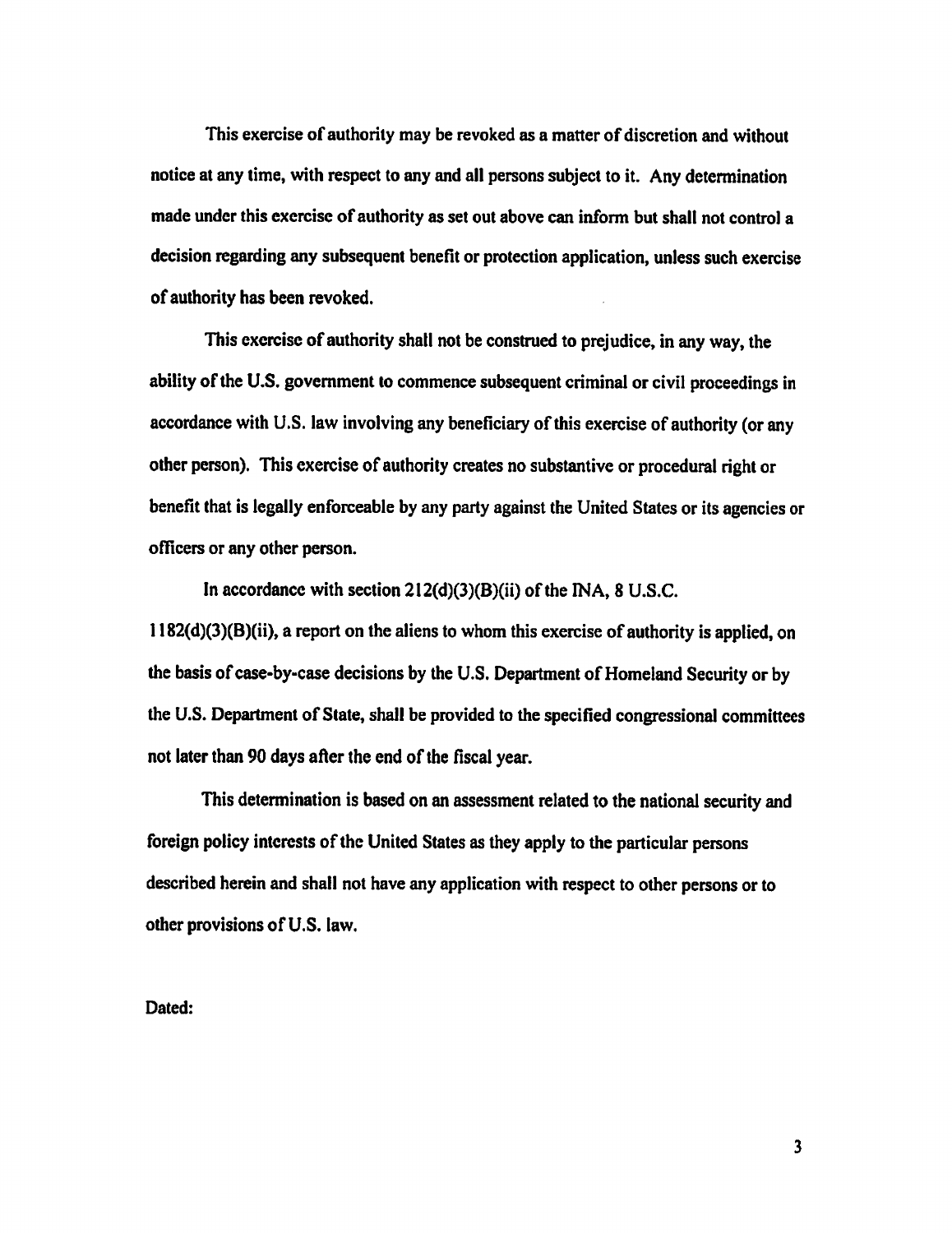This exercise of authority may be revoked as a matter of discretion and without notice at any time, with respect to any and all persons subject to it. Any determination made under this exercise of authority as set out above can inform but shall not control a decision regarding any subsequent benefit or protection application, unless such exercise of authority has been revoked.

This exercise of authority shall not be construed to prejudice, in any way, the ability of the U.S. government to commence subsequent criminal or civil proceedings in accordance with U.S. law involving any beneficiary of this exercise of authority (or any other person). This exercise of authority creates no substantive or procedural right or benefit that is legally enforceable by any party against the United States or its agencies or officers or any other person.

In accordance with section 212(d)(3)(B)(ii) of the INA, 8 U.S.C. 1182(d)(3)(B)(ii), a report on the aliens to whom this exercise of authority is applied, on the basis of case-by-case decisions by the U.S. Department of Homeland Security or by the U.S. Department of State, shall be provided to the specified congressional committees not later than 90 days after the end of the fiscal year.

This determination is based on an assessment related to the national security and foreign policy interests of the United States as they apply to the particular persons described herein and shall not have any application with respect to other persons or to other provisions of U.S. law.

Dated: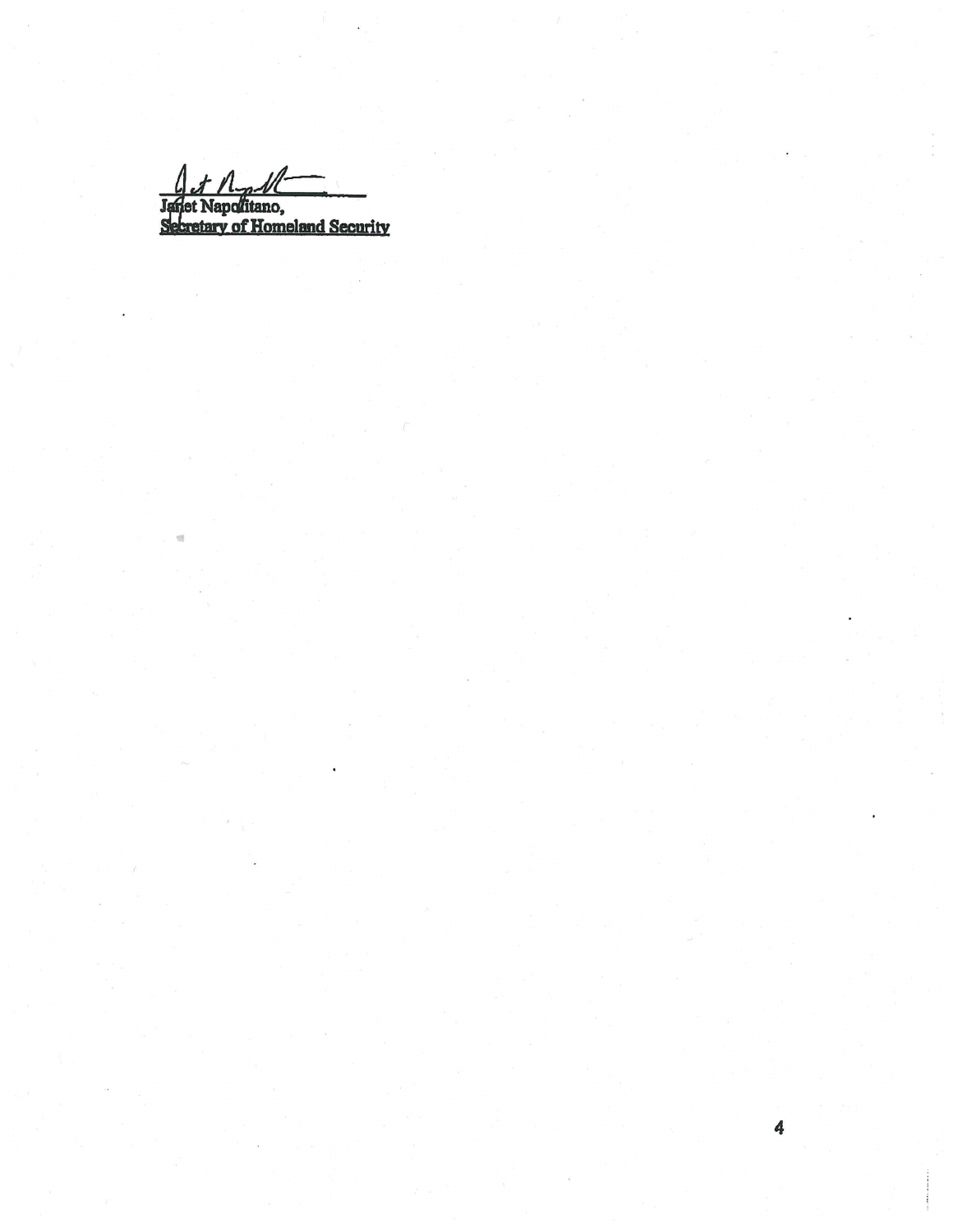Janet Napolitano,
**Secretary of Homeland Security**